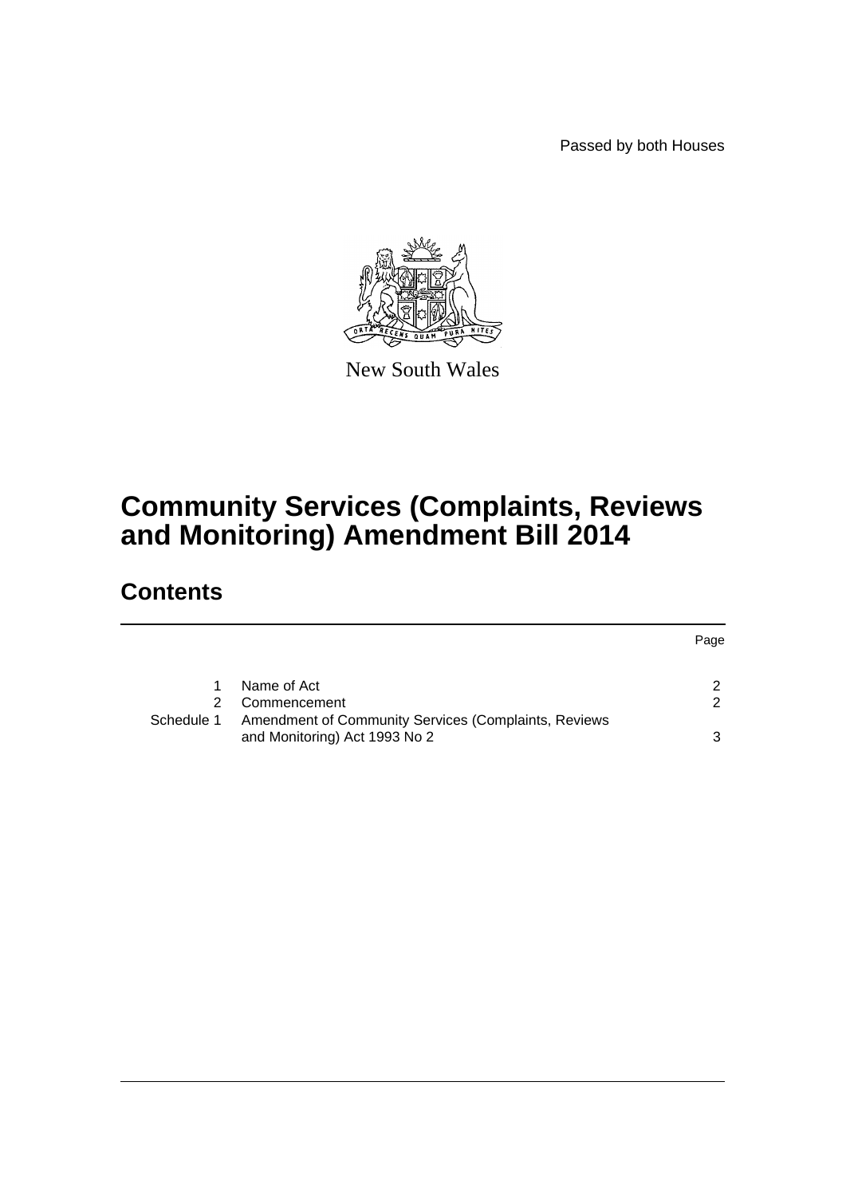Passed by both Houses

New South Wales

# Community Services (Complaints, Reviews and Monitoring) Amendment Bill 2014

## Contents

| | | Page |
|---|---|---|
| 1 | Name of Act | 2 |
| 2 | Commencement | 2 |
| Schedule 1 | Amendment of Community Services (Complaints, Reviews and Monitoring) Act 1993 No 2 | 3 |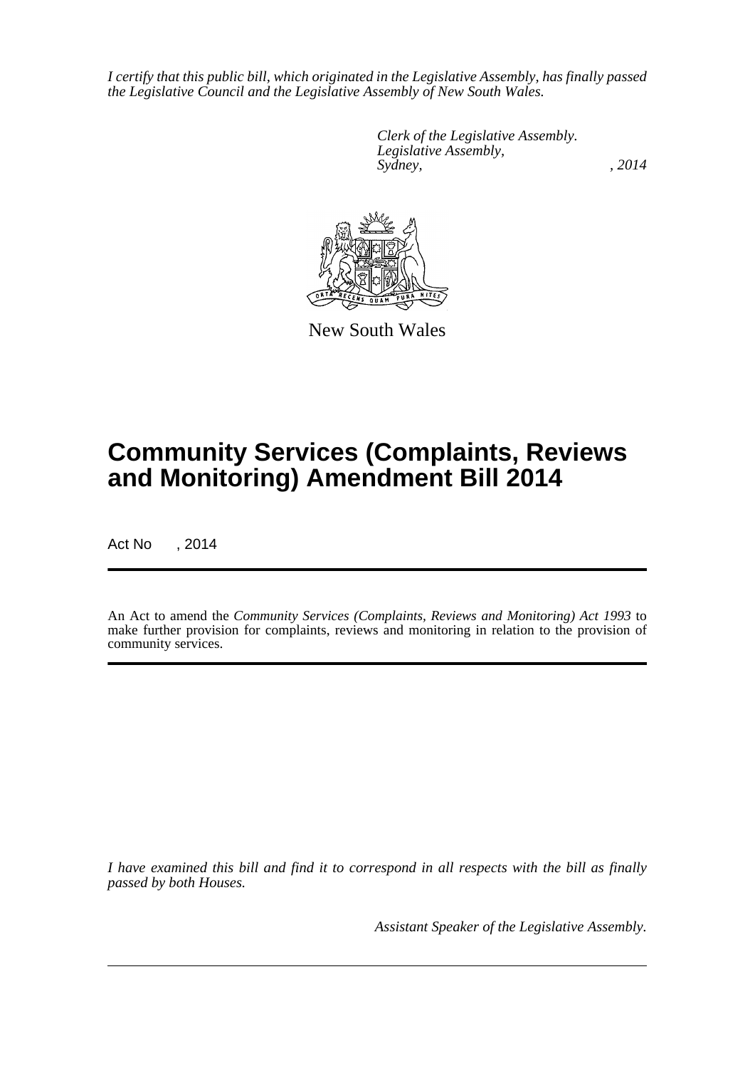*I certify that this public bill, which originated in the Legislative Assembly, has finally passed the Legislative Council and the Legislative Assembly of New South Wales.*

*Clerk of the Legislative Assembly.*
*Legislative Assembly,*
*Sydney, , 2014*

New South Wales

# Community Services (Complaints, Reviews and Monitoring) Amendment Bill 2014

Act No , 2014

An Act to amend the *Community Services (Complaints, Reviews and Monitoring) Act 1993* to make further provision for complaints, reviews and monitoring in relation to the provision of community services.

*I have examined this bill and find it to correspond in all respects with the bill as finally passed by both Houses.*

*Assistant Speaker of the Legislative Assembly.*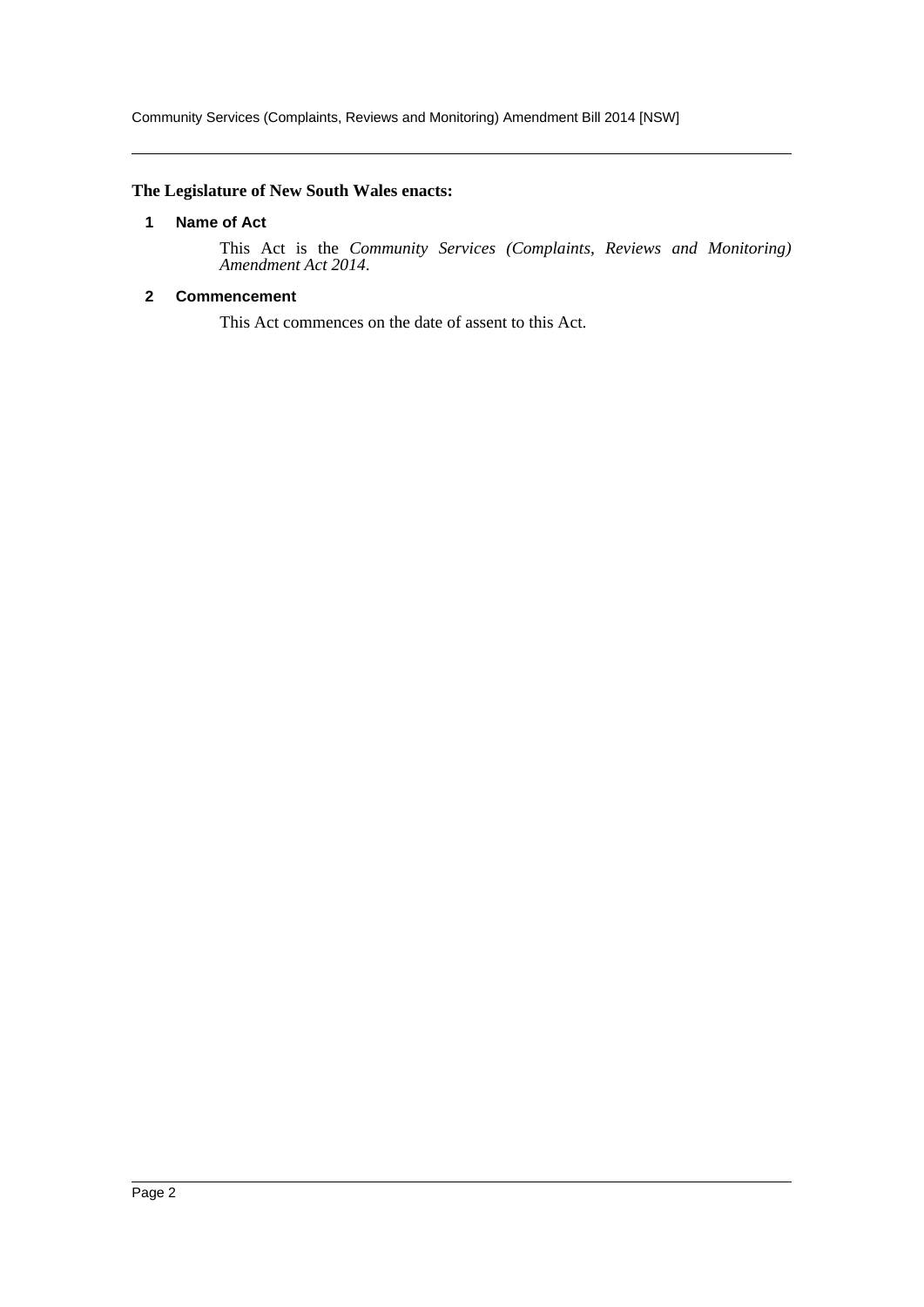**The Legislature of New South Wales enacts:**

### 1 Name of Act

This Act is the *Community Services (Complaints, Reviews and Monitoring) Amendment Act 2014*.

### 2 Commencement

This Act commences on the date of assent to this Act.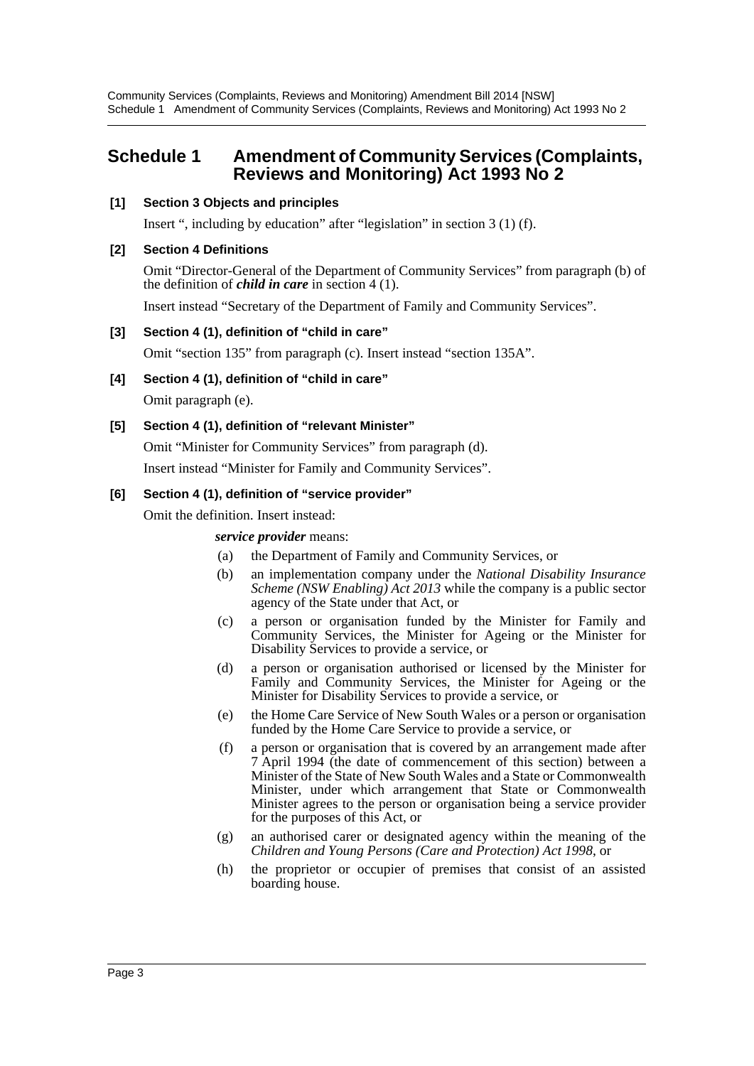## Schedule 1 Amendment of Community Services (Complaints, Reviews and Monitoring) Act 1993 No 2

**[1] Section 3 Objects and principles**

Insert ", including by education" after "legislation" in section 3 (1) (f).

**[2] Section 4 Definitions**

Omit "Director-General of the Department of Community Services" from paragraph (b) of the definition of ***child in care*** in section 4 (1).

Insert instead "Secretary of the Department of Family and Community Services".

**[3] Section 4 (1), definition of "child in care"**

Omit "section 135" from paragraph (c). Insert instead "section 135A".

**[4] Section 4 (1), definition of "child in care"**

Omit paragraph (e).

**[5] Section 4 (1), definition of "relevant Minister"**

Omit "Minister for Community Services" from paragraph (d).

Insert instead "Minister for Family and Community Services".

**[6] Section 4 (1), definition of "service provider"**

Omit the definition. Insert instead:

> ***service provider*** means:
>
> (a) the Department of Family and Community Services, or
>
> (b) an implementation company under the *National Disability Insurance Scheme (NSW Enabling) Act 2013* while the company is a public sector agency of the State under that Act, or
>
> (c) a person or organisation funded by the Minister for Family and Community Services, the Minister for Ageing or the Minister for Disability Services to provide a service, or
>
> (d) a person or organisation authorised or licensed by the Minister for Family and Community Services, the Minister for Ageing or the Minister for Disability Services to provide a service, or
>
> (e) the Home Care Service of New South Wales or a person or organisation funded by the Home Care Service to provide a service, or
>
> (f) a person or organisation that is covered by an arrangement made after 7 April 1994 (the date of commencement of this section) between a Minister of the State of New South Wales and a State or Commonwealth Minister, under which arrangement that State or Commonwealth Minister agrees to the person or organisation being a service provider for the purposes of this Act, or
>
> (g) an authorised carer or designated agency within the meaning of the *Children and Young Persons (Care and Protection) Act 1998*, or
>
> (h) the proprietor or occupier of premises that consist of an assisted boarding house.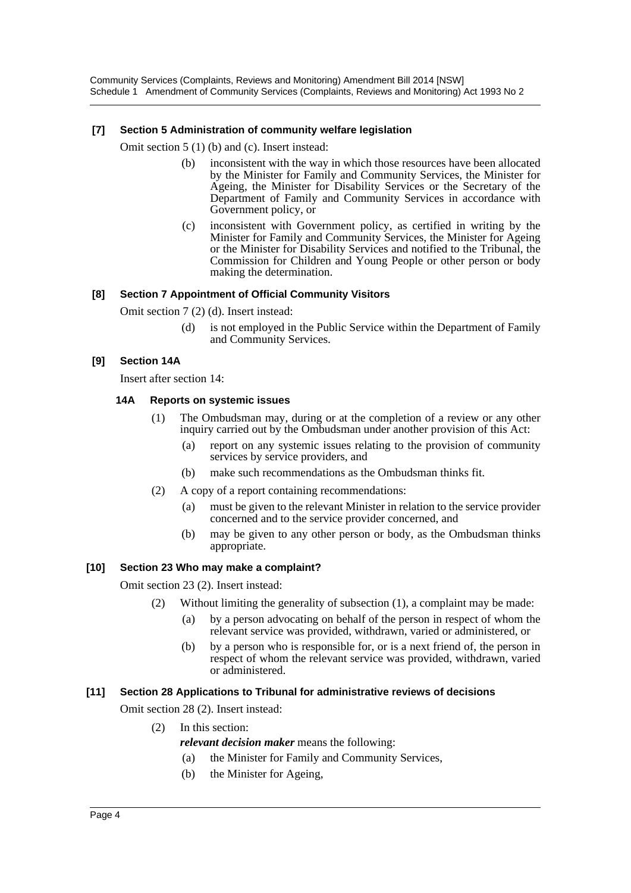### [7] Section 5 Administration of community welfare legislation

Omit section 5 (1) (b) and (c). Insert instead:

> (b) inconsistent with the way in which those resources have been allocated by the Minister for Family and Community Services, the Minister for Ageing, the Minister for Disability Services or the Secretary of the Department of Family and Community Services in accordance with Government policy, or
>
> (c) inconsistent with Government policy, as certified in writing by the Minister for Family and Community Services, the Minister for Ageing or the Minister for Disability Services and notified to the Tribunal, the Commission for Children and Young People or other person or body making the determination.

### [8] Section 7 Appointment of Official Community Visitors

Omit section 7 (2) (d). Insert instead:

> (d) is not employed in the Public Service within the Department of Family and Community Services.

### [9] Section 14A

Insert after section 14:

#### 14A Reports on systemic issues

(1) The Ombudsman may, during or at the completion of a review or any other inquiry carried out by the Ombudsman under another provision of this Act:

- (a) report on any systemic issues relating to the provision of community services by service providers, and
- (b) make such recommendations as the Ombudsman thinks fit.

(2) A copy of a report containing recommendations:

- (a) must be given to the relevant Minister in relation to the service provider concerned and to the service provider concerned, and
- (b) may be given to any other person or body, as the Ombudsman thinks appropriate.

### [10] Section 23 Who may make a complaint?

Omit section 23 (2). Insert instead:

(2) Without limiting the generality of subsection (1), a complaint may be made:

- (a) by a person advocating on behalf of the person in respect of whom the relevant service was provided, withdrawn, varied or administered, or
- (b) by a person who is responsible for, or is a next friend of, the person in respect of whom the relevant service was provided, withdrawn, varied or administered.

### [11] Section 28 Applications to Tribunal for administrative reviews of decisions

Omit section 28 (2). Insert instead:

(2) In this section:

***relevant decision maker*** means the following:

- (a) the Minister for Family and Community Services,
- (b) the Minister for Ageing,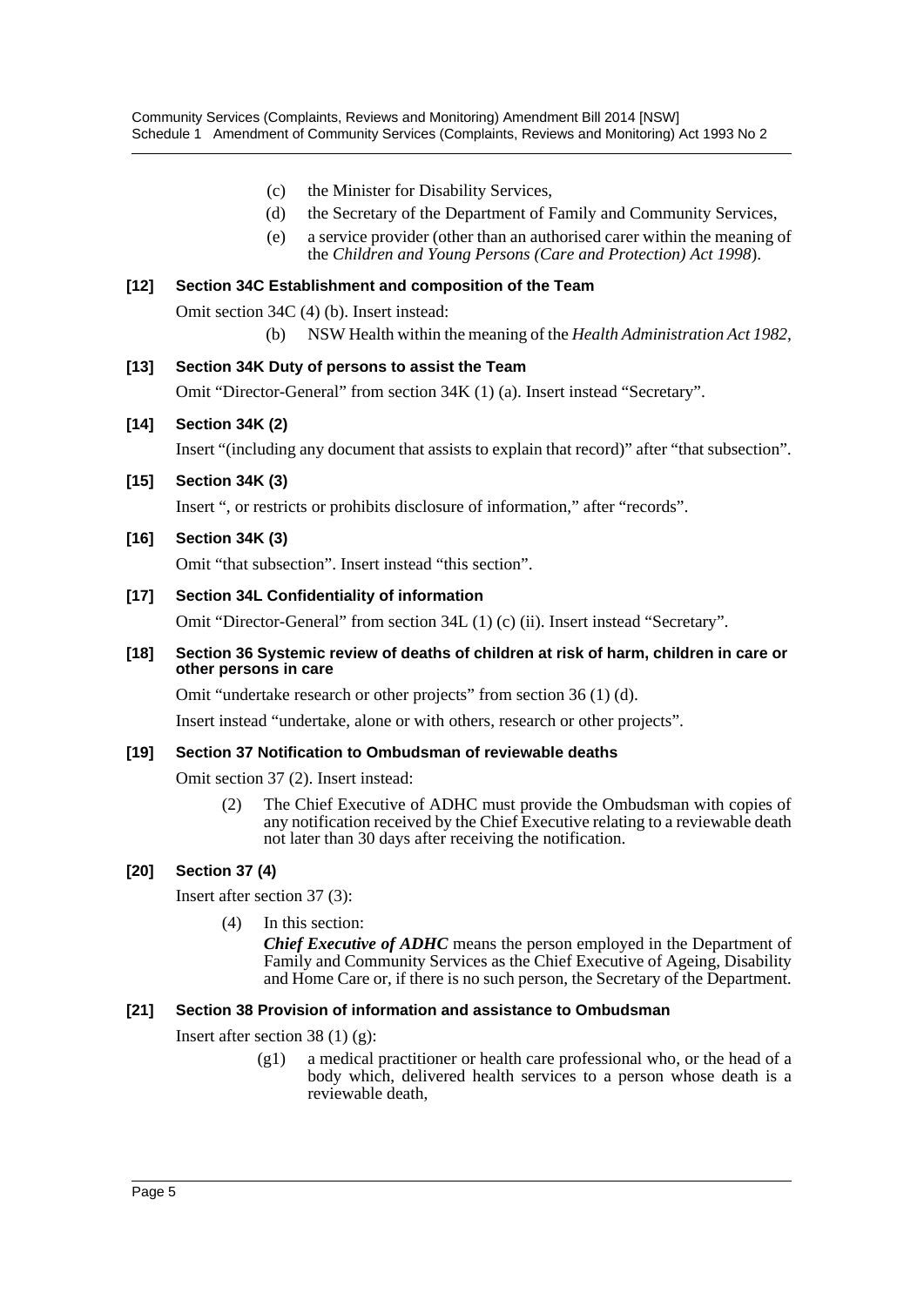(c) the Minister for Disability Services,

(d) the Secretary of the Department of Family and Community Services,

(e) a service provider (other than an authorised carer within the meaning of the *Children and Young Persons (Care and Protection) Act 1998*).

**[12] Section 34C Establishment and composition of the Team**

Omit section 34C (4) (b). Insert instead:

(b) NSW Health within the meaning of the *Health Administration Act 1982*,

**[13] Section 34K Duty of persons to assist the Team**

Omit "Director-General" from section 34K (1) (a). Insert instead "Secretary".

**[14] Section 34K (2)**

Insert "(including any document that assists to explain that record)" after "that subsection".

**[15] Section 34K (3)**

Insert ", or restricts or prohibits disclosure of information," after "records".

**[16] Section 34K (3)**

Omit "that subsection". Insert instead "this section".

**[17] Section 34L Confidentiality of information**

Omit "Director-General" from section 34L (1) (c) (ii). Insert instead "Secretary".

**[18] Section 36 Systemic review of deaths of children at risk of harm, children in care or other persons in care**

Omit "undertake research or other projects" from section 36 (1) (d).

Insert instead "undertake, alone or with others, research or other projects".

**[19] Section 37 Notification to Ombudsman of reviewable deaths**

Omit section 37 (2). Insert instead:

(2) The Chief Executive of ADHC must provide the Ombudsman with copies of any notification received by the Chief Executive relating to a reviewable death not later than 30 days after receiving the notification.

**[20] Section 37 (4)**

Insert after section 37 (3):

(4) In this section:

***Chief Executive of ADHC*** means the person employed in the Department of Family and Community Services as the Chief Executive of Ageing, Disability and Home Care or, if there is no such person, the Secretary of the Department.

**[21] Section 38 Provision of information and assistance to Ombudsman**

Insert after section 38 (1) (g):

(g1) a medical practitioner or health care professional who, or the head of a body which, delivered health services to a person whose death is a reviewable death,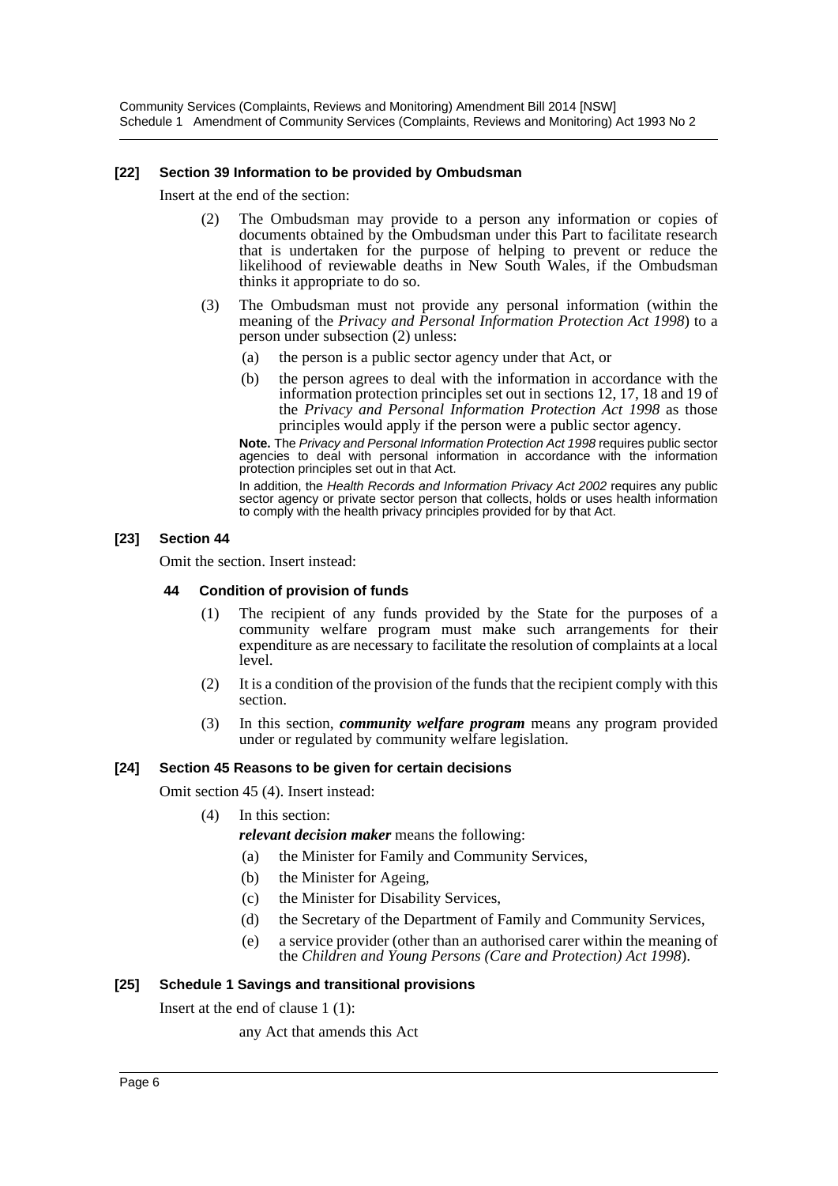**[22] Section 39 Information to be provided by Ombudsman**

Insert at the end of the section:

(2) The Ombudsman may provide to a person any information or copies of documents obtained by the Ombudsman under this Part to facilitate research that is undertaken for the purpose of helping to prevent or reduce the likelihood of reviewable deaths in New South Wales, if the Ombudsman thinks it appropriate to do so.

(3) The Ombudsman must not provide any personal information (within the meaning of the *Privacy and Personal Information Protection Act 1998*) to a person under subsection (2) unless:

(a) the person is a public sector agency under that Act, or

(b) the person agrees to deal with the information in accordance with the information protection principles set out in sections 12, 17, 18 and 19 of the *Privacy and Personal Information Protection Act 1998* as those principles would apply if the person were a public sector agency.

**Note.** The *Privacy and Personal Information Protection Act 1998* requires public sector agencies to deal with personal information in accordance with the information protection principles set out in that Act.

In addition, the *Health Records and Information Privacy Act 2002* requires any public sector agency or private sector person that collects, holds or uses health information to comply with the health privacy principles provided for by that Act.

**[23] Section 44**

Omit the section. Insert instead:

**44 Condition of provision of funds**

(1) The recipient of any funds provided by the State for the purposes of a community welfare program must make such arrangements for their expenditure as are necessary to facilitate the resolution of complaints at a local level.

(2) It is a condition of the provision of the funds that the recipient comply with this section.

(3) In this section, ***community welfare program*** means any program provided under or regulated by community welfare legislation.

**[24] Section 45 Reasons to be given for certain decisions**

Omit section 45 (4). Insert instead:

(4) In this section:

***relevant decision maker*** means the following:

(a) the Minister for Family and Community Services,

(b) the Minister for Ageing,

(c) the Minister for Disability Services,

(d) the Secretary of the Department of Family and Community Services,

(e) a service provider (other than an authorised carer within the meaning of the *Children and Young Persons (Care and Protection) Act 1998*).

**[25] Schedule 1 Savings and transitional provisions**

Insert at the end of clause 1 (1):

any Act that amends this Act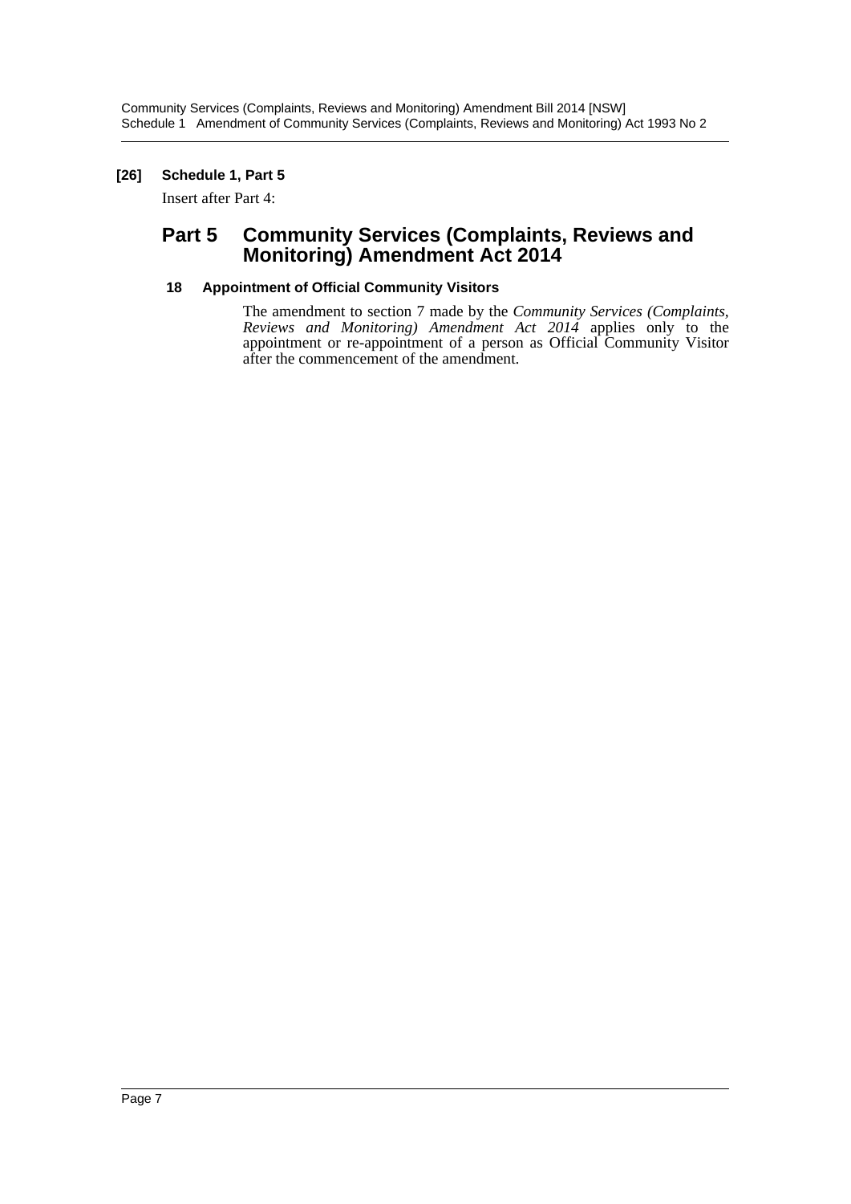**[26] Schedule 1, Part 5**

Insert after Part 4:

## Part 5 Community Services (Complaints, Reviews and Monitoring) Amendment Act 2014

### 18 Appointment of Official Community Visitors

The amendment to section 7 made by the *Community Services (Complaints, Reviews and Monitoring) Amendment Act 2014* applies only to the appointment or re-appointment of a person as Official Community Visitor after the commencement of the amendment.